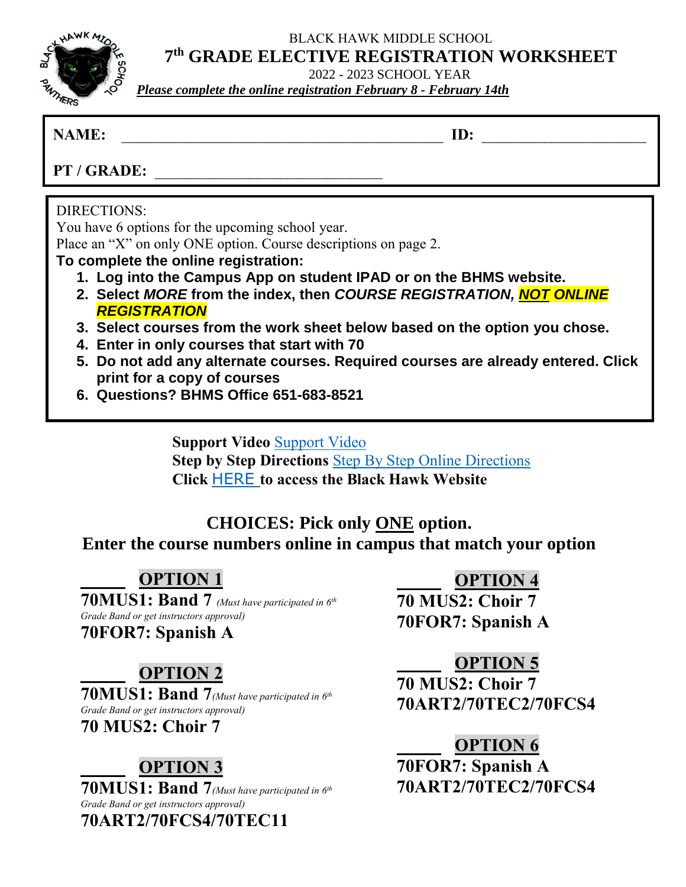BLACK HAWK MIDDLE SCHOOL

# 7th GRADE ELECTIVE REGISTRATION WORKSHEET

2022 - 2023 SCHOOL YEAR

***Please complete the online registration February 8 - February 14th***

**NAME:** ____________________________________________ **ID:** ______________________

**PT / GRADE:** _______________________________

DIRECTIONS:
You have 6 options for the upcoming school year.
Place an "X" on only ONE option. Course descriptions on page 2.

**To complete the online registration:**

1. **Log into the Campus App on student IPAD or on the BHMS website.**
2. **Select *MORE* from the index, then *COURSE REGISTRATION*, *NOT ONLINE REGISTRATION***
3. **Select courses from the work sheet below based on the option you chose.**
4. **Enter in only courses that start with 70**
5. **Do not add any alternate courses. Required courses are already entered. Click print for a copy of courses**
6. **Questions? BHMS Office 651-683-8521**

**Support Video** Support Video
**Step by Step Directions** Step By Step Online Directions
**Click** HERE **to access the Black Hawk Website**

## CHOICES: Pick only ONE option.

## Enter the course numbers online in campus that match your option

_____ **OPTION 1**
**70MUS1: Band 7** *(Must have participated in 6th Grade Band or get instructors approval)*
**70FOR7: Spanish A**

_____ **OPTION 2**
**70MUS1: Band 7** *(Must have participated in 6th Grade Band or get instructors approval)*
**70 MUS2: Choir 7**

_____ **OPTION 3**
**70MUS1: Band 7** *(Must have participated in 6th Grade Band or get instructors approval)*
**70ART2/70FCS4/70TEC11**

_____ **OPTION 4**
**70 MUS2: Choir 7**
**70FOR7: Spanish A**

_____ **OPTION 5**
**70 MUS2: Choir 7**
**70ART2/70TEC2/70FCS4**

_____ **OPTION 6**
**70FOR7: Spanish A**
**70ART2/70TEC2/70FCS4**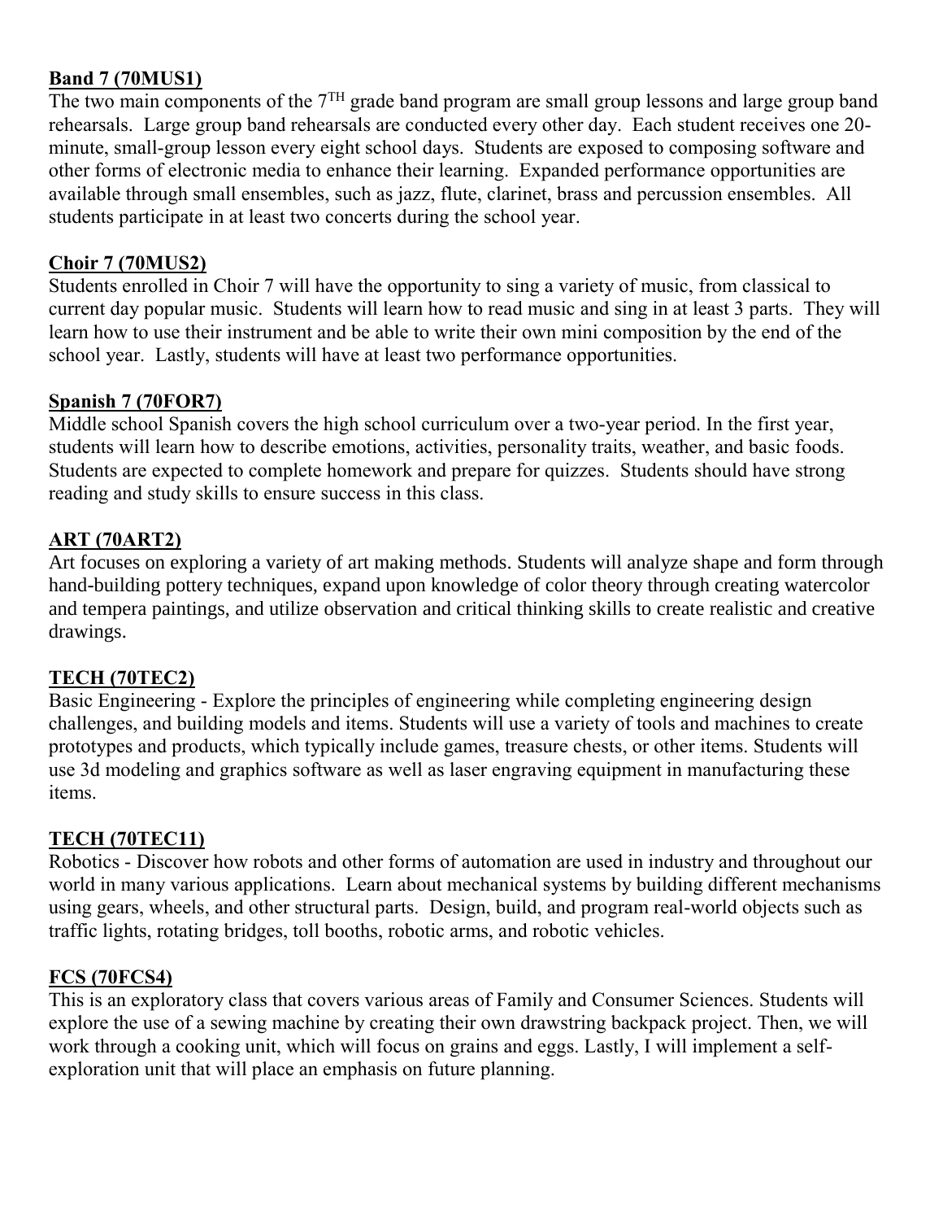**Band 7 (70MUS1)**

The two main components of the 7TH grade band program are small group lessons and large group band rehearsals. Large group band rehearsals are conducted every other day. Each student receives one 20-minute, small-group lesson every eight school days. Students are exposed to composing software and other forms of electronic media to enhance their learning. Expanded performance opportunities are available through small ensembles, such as jazz, flute, clarinet, brass and percussion ensembles. All students participate in at least two concerts during the school year.

**Choir 7 (70MUS2)**

Students enrolled in Choir 7 will have the opportunity to sing a variety of music, from classical to current day popular music. Students will learn how to read music and sing in at least 3 parts. They will learn how to use their instrument and be able to write their own mini composition by the end of the school year. Lastly, students will have at least two performance opportunities.

**Spanish 7 (70FOR7)**

Middle school Spanish covers the high school curriculum over a two-year period. In the first year, students will learn how to describe emotions, activities, personality traits, weather, and basic foods. Students are expected to complete homework and prepare for quizzes. Students should have strong reading and study skills to ensure success in this class.

**ART (70ART2)**

Art focuses on exploring a variety of art making methods. Students will analyze shape and form through hand-building pottery techniques, expand upon knowledge of color theory through creating watercolor and tempera paintings, and utilize observation and critical thinking skills to create realistic and creative drawings.

**TECH (70TEC2)**

Basic Engineering - Explore the principles of engineering while completing engineering design challenges, and building models and items. Students will use a variety of tools and machines to create prototypes and products, which typically include games, treasure chests, or other items. Students will use 3d modeling and graphics software as well as laser engraving equipment in manufacturing these items.

**TECH (70TEC11)**

Robotics - Discover how robots and other forms of automation are used in industry and throughout our world in many various applications. Learn about mechanical systems by building different mechanisms using gears, wheels, and other structural parts. Design, build, and program real-world objects such as traffic lights, rotating bridges, toll booths, robotic arms, and robotic vehicles.

**FCS (70FCS4)**

This is an exploratory class that covers various areas of Family and Consumer Sciences. Students will explore the use of a sewing machine by creating their own drawstring backpack project. Then, we will work through a cooking unit, which will focus on grains and eggs. Lastly, I will implement a self-exploration unit that will place an emphasis on future planning.